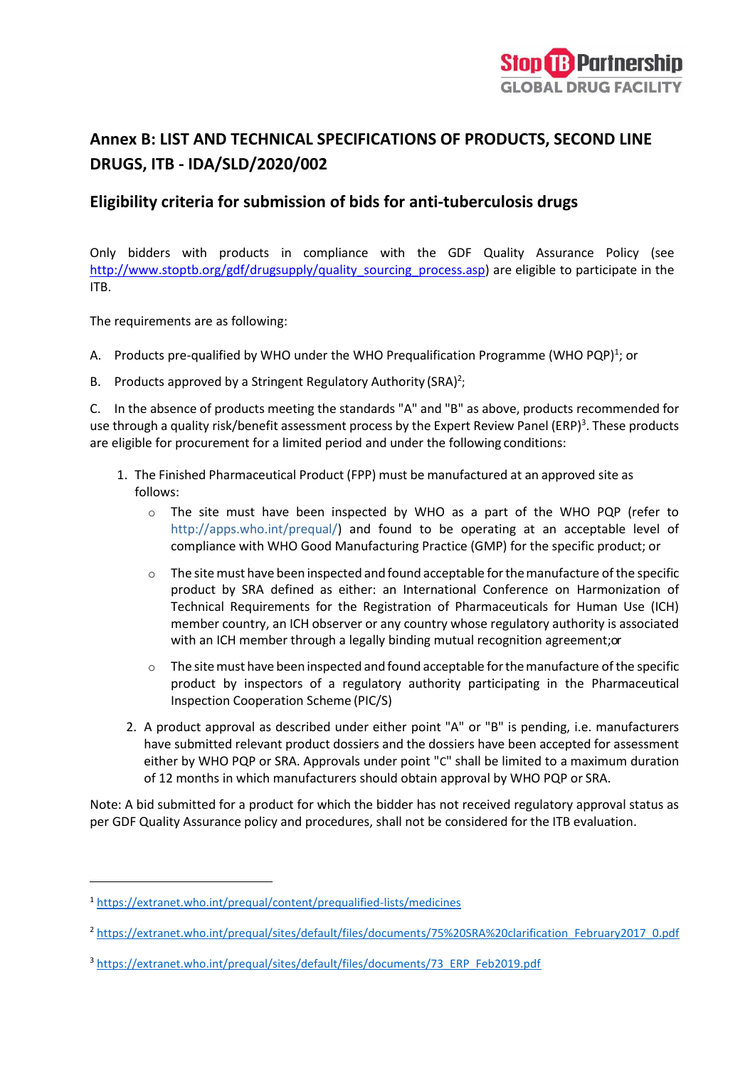# Annex B: LIST AND TECHNICAL SPECIFICATIONS OF PRODUCTS, SECOND LINE DRUGS, ITB - IDA/SLD/2020/002

## Eligibility criteria for submission of bids for anti-tuberculosis drugs

Only bidders with products in compliance with the GDF Quality Assurance Policy (see http://www.stoptb.org/gdf/drugsupply/quality_sourcing_process.asp) are eligible to participate in the ITB.

The requirements are as following:

A. Products pre-qualified by WHO under the WHO Prequalification Programme (WHO PQP)[1]; or

B. Products approved by a Stringent Regulatory Authority (SRA)[2];

C. In the absence of products meeting the standards "A" and "B" as above, products recommended for use through a quality risk/benefit assessment process by the Expert Review Panel (ERP)[3]. These products are eligible for procurement for a limited period and under the following conditions:

1. The Finished Pharmaceutical Product (FPP) must be manufactured at an approved site as follows:
   - The site must have been inspected by WHO as a part of the WHO PQP (refer to http://apps.who.int/prequal/) and found to be operating at an acceptable level of compliance with WHO Good Manufacturing Practice (GMP) for the specific product; or
   - The site must have been inspected and found acceptable for the manufacture of the specific product by SRA defined as either: an International Conference on Harmonization of Technical Requirements for the Registration of Pharmaceuticals for Human Use (ICH) member country, an ICH observer or any country whose regulatory authority is associated with an ICH member through a legally binding mutual recognition agreement;or
   - The site must have been inspected and found acceptable for the manufacture of the specific product by inspectors of a regulatory authority participating in the Pharmaceutical Inspection Cooperation Scheme (PIC/S)
2. A product approval as described under either point "A" or "B" is pending, i.e. manufacturers have submitted relevant product dossiers and the dossiers have been accepted for assessment either by WHO PQP or SRA. Approvals under point "C" shall be limited to a maximum duration of 12 months in which manufacturers should obtain approval by WHO PQP or SRA.

Note: A bid submitted for a product for which the bidder has not received regulatory approval status as per GDF Quality Assurance policy and procedures, shall not be considered for the ITB evaluation.

---

[1] https://extranet.who.int/prequal/content/prequalified-lists/medicines

[2] https://extranet.who.int/prequal/sites/default/files/documents/75%20SRA%20clarification_February2017_0.pdf

[3] https://extranet.who.int/prequal/sites/default/files/documents/73_ERP_Feb2019.pdf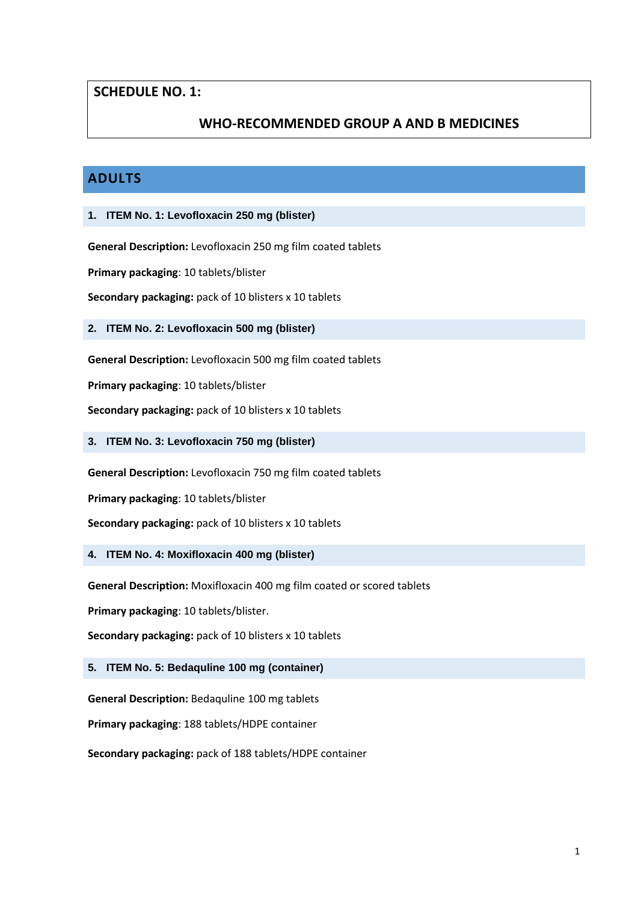# SCHEDULE NO. 1:

## WHO-RECOMMENDED GROUP A AND B MEDICINES

## ADULTS

### 1. ITEM No. 1: Levofloxacin 250 mg (blister)

**General Description:** Levofloxacin 250 mg film coated tablets

**Primary packaging**: 10 tablets/blister

**Secondary packaging:** pack of 10 blisters x 10 tablets

### 2. ITEM No. 2: Levofloxacin 500 mg (blister)

**General Description:** Levofloxacin 500 mg film coated tablets

**Primary packaging**: 10 tablets/blister

**Secondary packaging:** pack of 10 blisters x 10 tablets

### 3. ITEM No. 3: Levofloxacin 750 mg (blister)

**General Description:** Levofloxacin 750 mg film coated tablets

**Primary packaging**: 10 tablets/blister

**Secondary packaging:** pack of 10 blisters x 10 tablets

### 4. ITEM No. 4: Moxifloxacin 400 mg (blister)

**General Description:** Moxifloxacin 400 mg film coated or scored tablets

**Primary packaging**: 10 tablets/blister.

**Secondary packaging:** pack of 10 blisters x 10 tablets

### 5. ITEM No. 5: Bedaquline 100 mg (container)

**General Description:** Bedaquline 100 mg tablets

**Primary packaging**: 188 tablets/HDPE container

**Secondary packaging:** pack of 188 tablets/HDPE container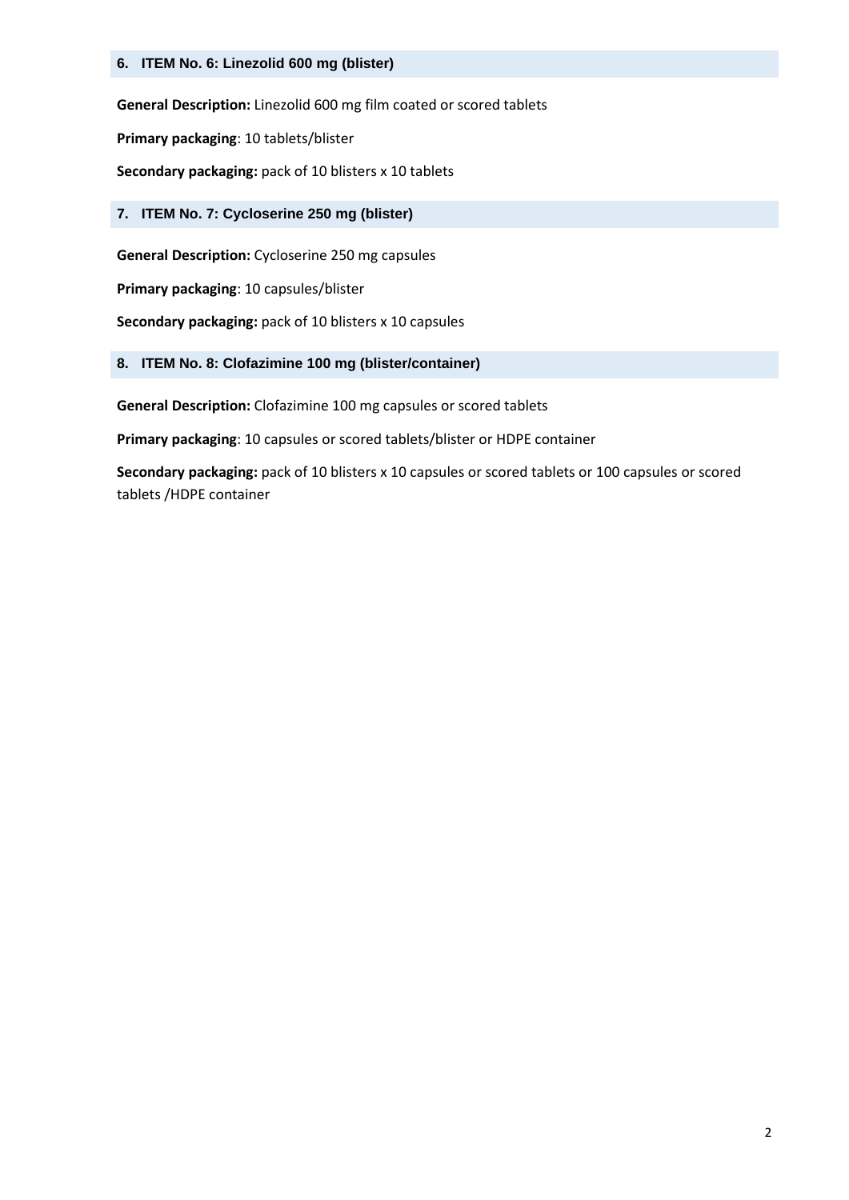## 6. ITEM No. 6: Linezolid 600 mg (blister)

**General Description:** Linezolid 600 mg film coated or scored tablets

**Primary packaging**: 10 tablets/blister

**Secondary packaging:** pack of 10 blisters x 10 tablets

## 7. ITEM No. 7: Cycloserine 250 mg (blister)

**General Description:** Cycloserine 250 mg capsules

**Primary packaging**: 10 capsules/blister

**Secondary packaging:** pack of 10 blisters x 10 capsules

## 8. ITEM No. 8: Clofazimine 100 mg (blister/container)

**General Description:** Clofazimine 100 mg capsules or scored tablets

**Primary packaging**: 10 capsules or scored tablets/blister or HDPE container

**Secondary packaging:** pack of 10 blisters x 10 capsules or scored tablets or 100 capsules or scored tablets /HDPE container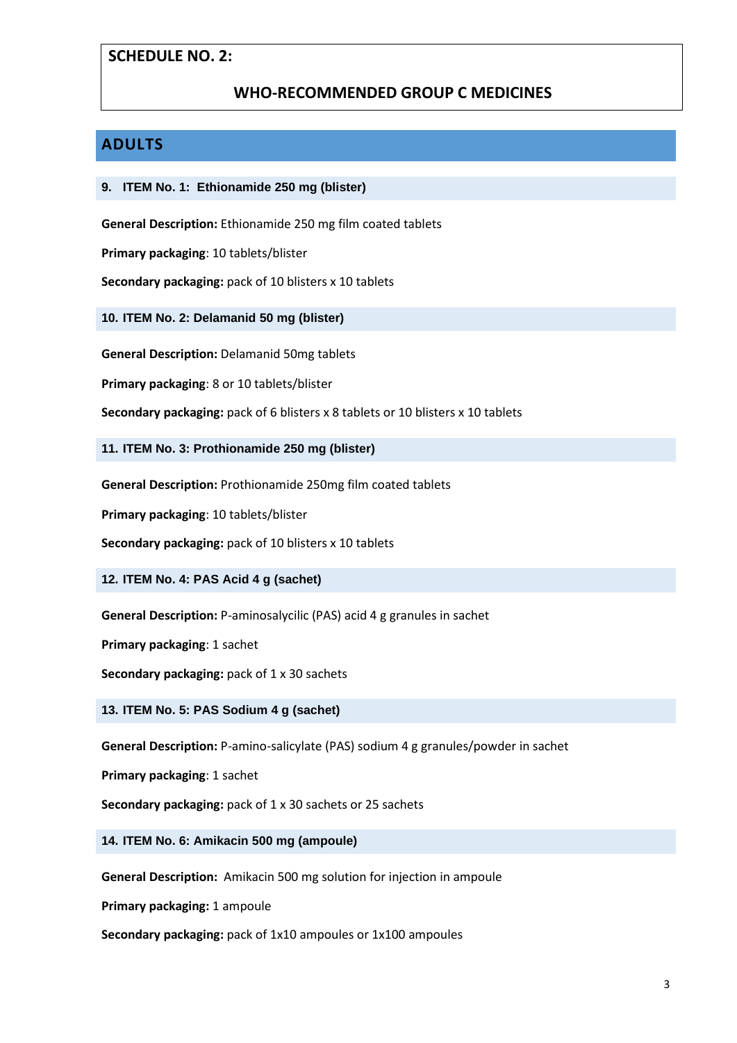## SCHEDULE NO. 2:

## WHO-RECOMMENDED GROUP C MEDICINES

## ADULTS

### 9. ITEM No. 1: Ethionamide 250 mg (blister)

**General Description:** Ethionamide 250 mg film coated tablets

**Primary packaging**: 10 tablets/blister

**Secondary packaging:** pack of 10 blisters x 10 tablets

### 10. ITEM No. 2: Delamanid 50 mg (blister)

**General Description:** Delamanid 50mg tablets

**Primary packaging**: 8 or 10 tablets/blister

**Secondary packaging:** pack of 6 blisters x 8 tablets or 10 blisters x 10 tablets

### 11. ITEM No. 3: Prothionamide 250 mg (blister)

**General Description:** Prothionamide 250mg film coated tablets

**Primary packaging**: 10 tablets/blister

**Secondary packaging:** pack of 10 blisters x 10 tablets

### 12. ITEM No. 4: PAS Acid 4 g (sachet)

**General Description:** P-aminosalycilic (PAS) acid 4 g granules in sachet

**Primary packaging**: 1 sachet

**Secondary packaging:** pack of 1 x 30 sachets

### 13. ITEM No. 5: PAS Sodium 4 g (sachet)

**General Description:** P-amino-salicylate (PAS) sodium 4 g granules/powder in sachet

**Primary packaging**: 1 sachet

**Secondary packaging:** pack of 1 x 30 sachets or 25 sachets

### 14. ITEM No. 6: Amikacin 500 mg (ampoule)

**General Description:** Amikacin 500 mg solution for injection in ampoule

**Primary packaging:** 1 ampoule

**Secondary packaging:** pack of 1x10 ampoules or 1x100 ampoules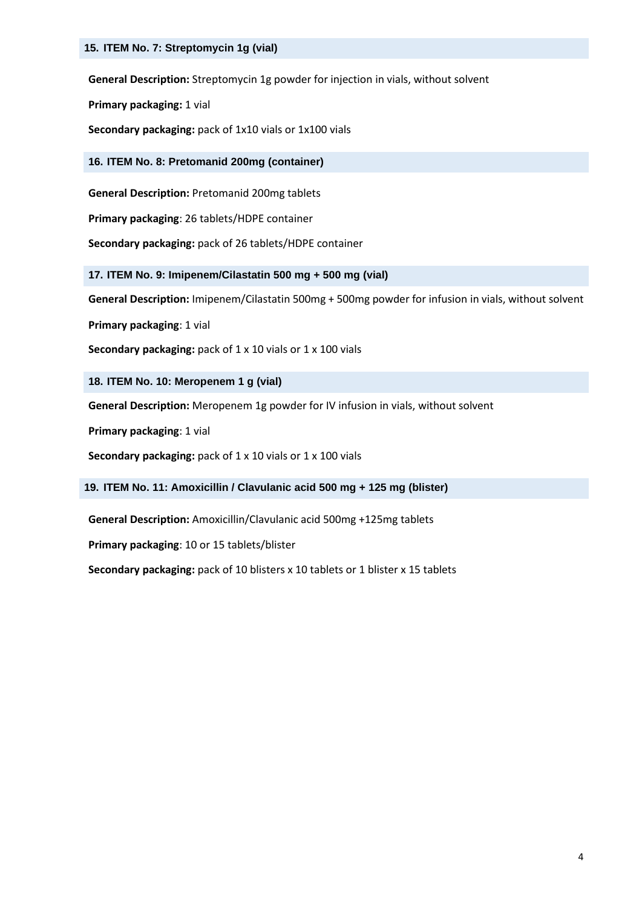### 15. ITEM No. 7: Streptomycin 1g (vial)

**General Description:** Streptomycin 1g powder for injection in vials, without solvent

**Primary packaging:** 1 vial

**Secondary packaging:** pack of 1x10 vials or 1x100 vials

### 16. ITEM No. 8: Pretomanid 200mg (container)

**General Description:** Pretomanid 200mg tablets

**Primary packaging**: 26 tablets/HDPE container

**Secondary packaging:** pack of 26 tablets/HDPE container

### 17. ITEM No. 9: Imipenem/Cilastatin 500 mg + 500 mg (vial)

**General Description:** Imipenem/Cilastatin 500mg + 500mg powder for infusion in vials, without solvent

**Primary packaging**: 1 vial

**Secondary packaging:** pack of 1 x 10 vials or 1 x 100 vials

### 18. ITEM No. 10: Meropenem 1 g (vial)

**General Description:** Meropenem 1g powder for IV infusion in vials, without solvent

**Primary packaging**: 1 vial

**Secondary packaging:** pack of 1 x 10 vials or 1 x 100 vials

### 19. ITEM No. 11: Amoxicillin / Clavulanic acid 500 mg + 125 mg (blister)

**General Description:** Amoxicillin/Clavulanic acid 500mg +125mg tablets

**Primary packaging**: 10 or 15 tablets/blister

**Secondary packaging:** pack of 10 blisters x 10 tablets or 1 blister x 15 tablets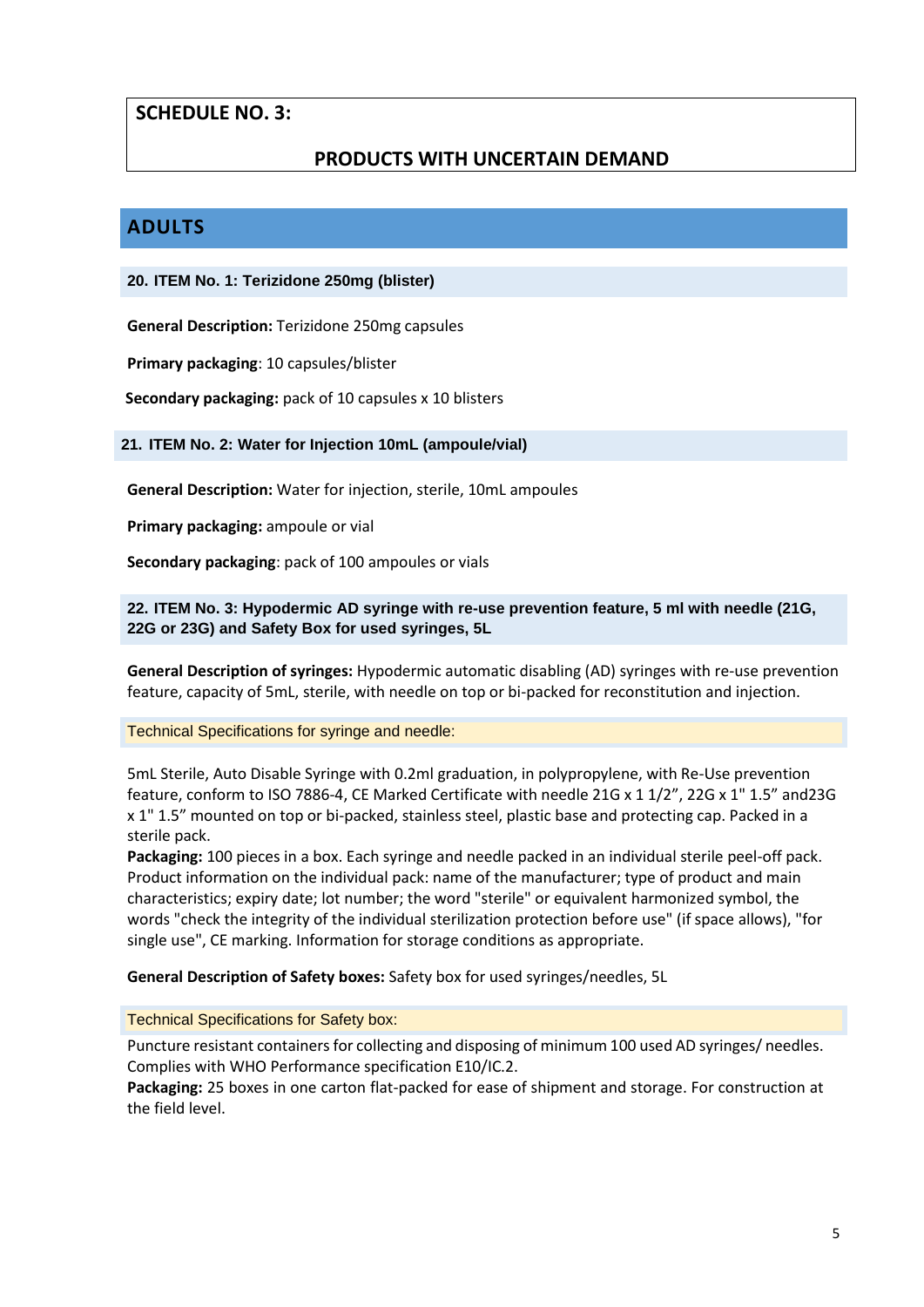**SCHEDULE NO. 3:**

**PRODUCTS WITH UNCERTAIN DEMAND**

## ADULTS

### 20. ITEM No. 1: Terizidone 250mg (blister)

**General Description:** Terizidone 250mg capsules

**Primary packaging**: 10 capsules/blister

**Secondary packaging:** pack of 10 capsules x 10 blisters

### 21. ITEM No. 2: Water for Injection 10mL (ampoule/vial)

**General Description:** Water for injection, sterile, 10mL ampoules

**Primary packaging:** ampoule or vial

**Secondary packaging**: pack of 100 ampoules or vials

### 22. ITEM No. 3: Hypodermic AD syringe with re-use prevention feature, 5 ml with needle (21G, 22G or 23G) and Safety Box for used syringes, 5L

**General Description of syringes:** Hypodermic automatic disabling (AD) syringes with re-use prevention feature, capacity of 5mL, sterile, with needle on top or bi-packed for reconstitution and injection.

Technical Specifications for syringe and needle:

5mL Sterile, Auto Disable Syringe with 0.2ml graduation, in polypropylene, with Re-Use prevention feature, conform to ISO 7886-4, CE Marked Certificate with needle 21G x 1 1/2”, 22G x 1" 1.5” and23G x 1" 1.5” mounted on top or bi-packed, stainless steel, plastic base and protecting cap. Packed in a sterile pack.
**Packaging:** 100 pieces in a box. Each syringe and needle packed in an individual sterile peel-off pack. Product information on the individual pack: name of the manufacturer; type of product and main characteristics; expiry date; lot number; the word "sterile" or equivalent harmonized symbol, the words "check the integrity of the individual sterilization protection before use" (if space allows), "for single use", CE marking. Information for storage conditions as appropriate.

**General Description of Safety boxes:** Safety box for used syringes/needles, 5L

Technical Specifications for Safety box:

Puncture resistant containers for collecting and disposing of minimum 100 used AD syringes/ needles. Complies with WHO Performance specification E10/IC.2.
**Packaging:** 25 boxes in one carton flat-packed for ease of shipment and storage. For construction at the field level.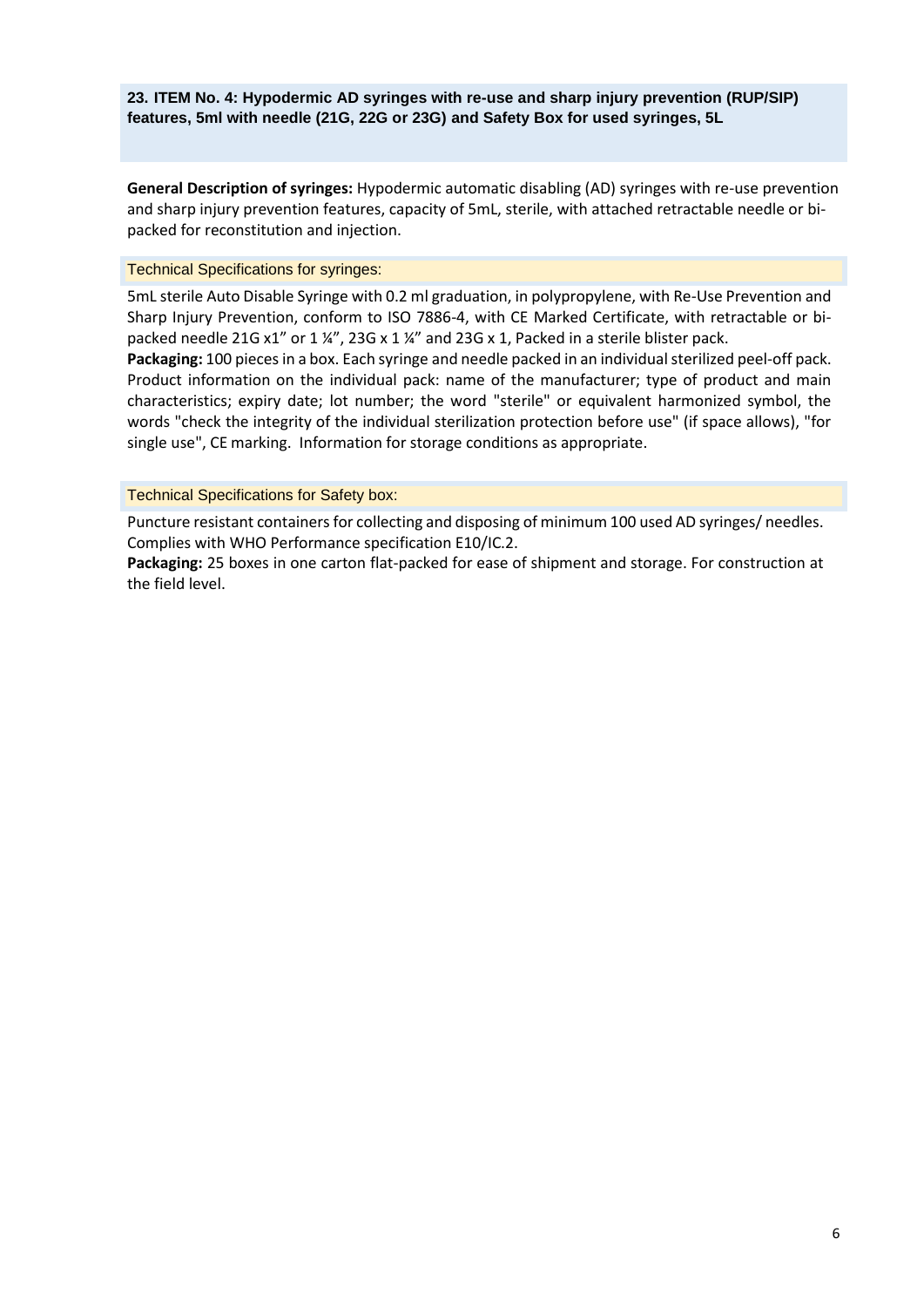### 23. ITEM No. 4: Hypodermic AD syringes with re-use and sharp injury prevention (RUP/SIP) features, 5ml with needle (21G, 22G or 23G) and Safety Box for used syringes, 5L

**General Description of syringes:** Hypodermic automatic disabling (AD) syringes with re-use prevention and sharp injury prevention features, capacity of 5mL, sterile, with attached retractable needle or bi-packed for reconstitution and injection.

#### Technical Specifications for syringes:

5mL sterile Auto Disable Syringe with 0.2 ml graduation, in polypropylene, with Re-Use Prevention and Sharp Injury Prevention, conform to ISO 7886-4, with CE Marked Certificate, with retractable or bi-packed needle 21G x1" or 1 ¼", 23G x 1 ¼" and 23G x 1, Packed in a sterile blister pack.

**Packaging:** 100 pieces in a box. Each syringe and needle packed in an individual sterilized peel-off pack. Product information on the individual pack: name of the manufacturer; type of product and main characteristics; expiry date; lot number; the word "sterile" or equivalent harmonized symbol, the words "check the integrity of the individual sterilization protection before use" (if space allows), "for single use", CE marking. Information for storage conditions as appropriate.

#### Technical Specifications for Safety box:

Puncture resistant containers for collecting and disposing of minimum 100 used AD syringes/ needles. Complies with WHO Performance specification E10/IC.2.

**Packaging:** 25 boxes in one carton flat-packed for ease of shipment and storage. For construction at the field level.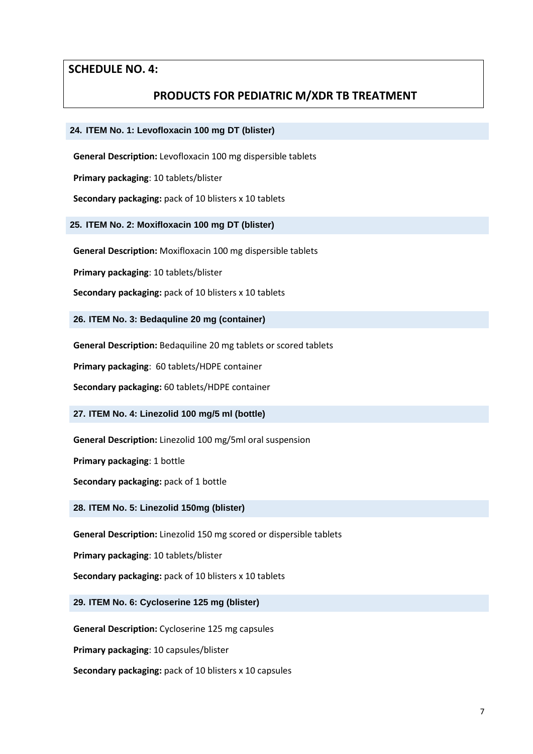## SCHEDULE NO. 4:

## PRODUCTS FOR PEDIATRIC M/XDR TB TREATMENT

### 24. ITEM No. 1: Levofloxacin 100 mg DT (blister)

**General Description:** Levofloxacin 100 mg dispersible tablets

**Primary packaging**: 10 tablets/blister

**Secondary packaging:** pack of 10 blisters x 10 tablets

### 25. ITEM No. 2: Moxifloxacin 100 mg DT (blister)

**General Description:** Moxifloxacin 100 mg dispersible tablets

**Primary packaging**: 10 tablets/blister

**Secondary packaging:** pack of 10 blisters x 10 tablets

### 26. ITEM No. 3: Bedaquline 20 mg (container)

**General Description:** Bedaquiline 20 mg tablets or scored tablets

**Primary packaging**: 60 tablets/HDPE container

**Secondary packaging:** 60 tablets/HDPE container

### 27. ITEM No. 4: Linezolid 100 mg/5 ml (bottle)

**General Description:** Linezolid 100 mg/5ml oral suspension

**Primary packaging**: 1 bottle

**Secondary packaging:** pack of 1 bottle

### 28. ITEM No. 5: Linezolid 150mg (blister)

**General Description:** Linezolid 150 mg scored or dispersible tablets

**Primary packaging**: 10 tablets/blister

**Secondary packaging:** pack of 10 blisters x 10 tablets

### 29. ITEM No. 6: Cycloserine 125 mg (blister)

**General Description:** Cycloserine 125 mg capsules

**Primary packaging**: 10 capsules/blister

**Secondary packaging:** pack of 10 blisters x 10 capsules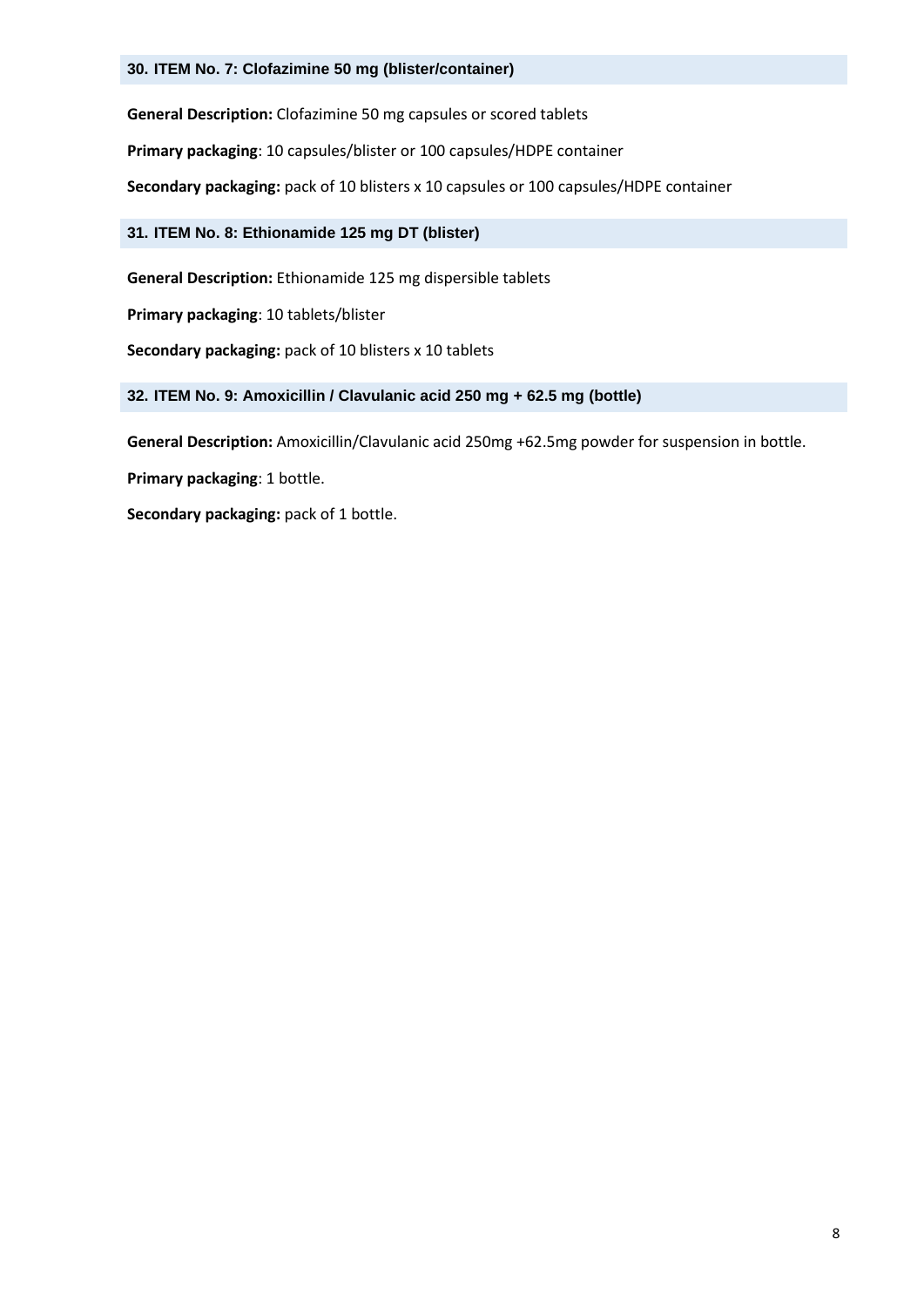### 30. ITEM No. 7: Clofazimine 50 mg (blister/container)

**General Description:** Clofazimine 50 mg capsules or scored tablets

**Primary packaging**: 10 capsules/blister or 100 capsules/HDPE container

**Secondary packaging:** pack of 10 blisters x 10 capsules or 100 capsules/HDPE container

### 31. ITEM No. 8: Ethionamide 125 mg DT (blister)

**General Description:** Ethionamide 125 mg dispersible tablets

**Primary packaging**: 10 tablets/blister

**Secondary packaging:** pack of 10 blisters x 10 tablets

### 32. ITEM No. 9: Amoxicillin / Clavulanic acid 250 mg + 62.5 mg (bottle)

**General Description:** Amoxicillin/Clavulanic acid 250mg +62.5mg powder for suspension in bottle.

**Primary packaging**: 1 bottle.

**Secondary packaging:** pack of 1 bottle.